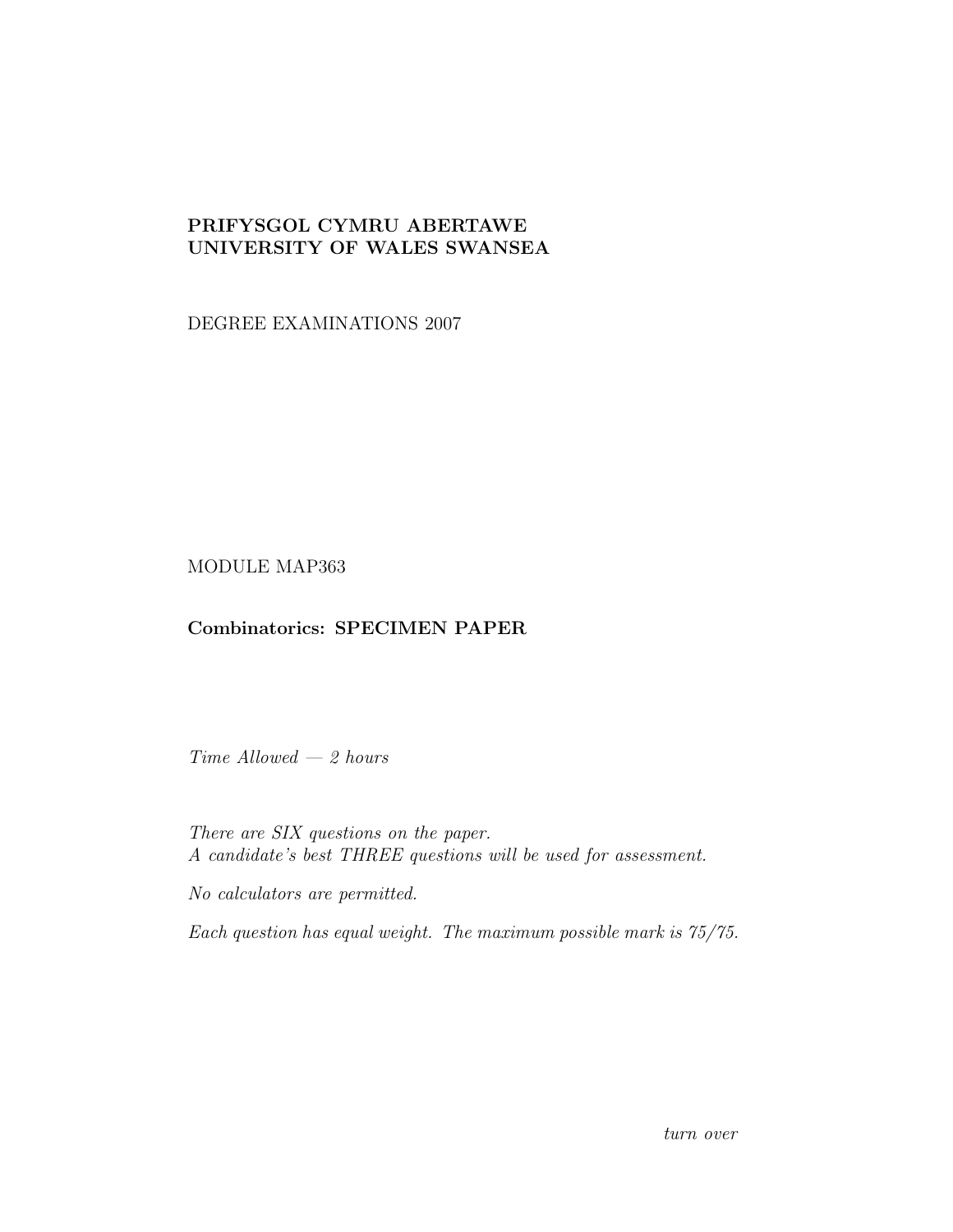**PRIFYSGOL CYMRU ABERTAWE**
**UNIVERSITY OF WALES SWANSEA**

DEGREE EXAMINATIONS 2007

MODULE MAP363

**Combinatorics: SPECIMEN PAPER**

*Time Allowed — 2 hours*

*There are SIX questions on the paper.*
*A candidate's best THREE questions will be used for assessment.*

*No calculators are permitted.*

*Each question has equal weight. The maximum possible mark is 75/75.*

*turn over*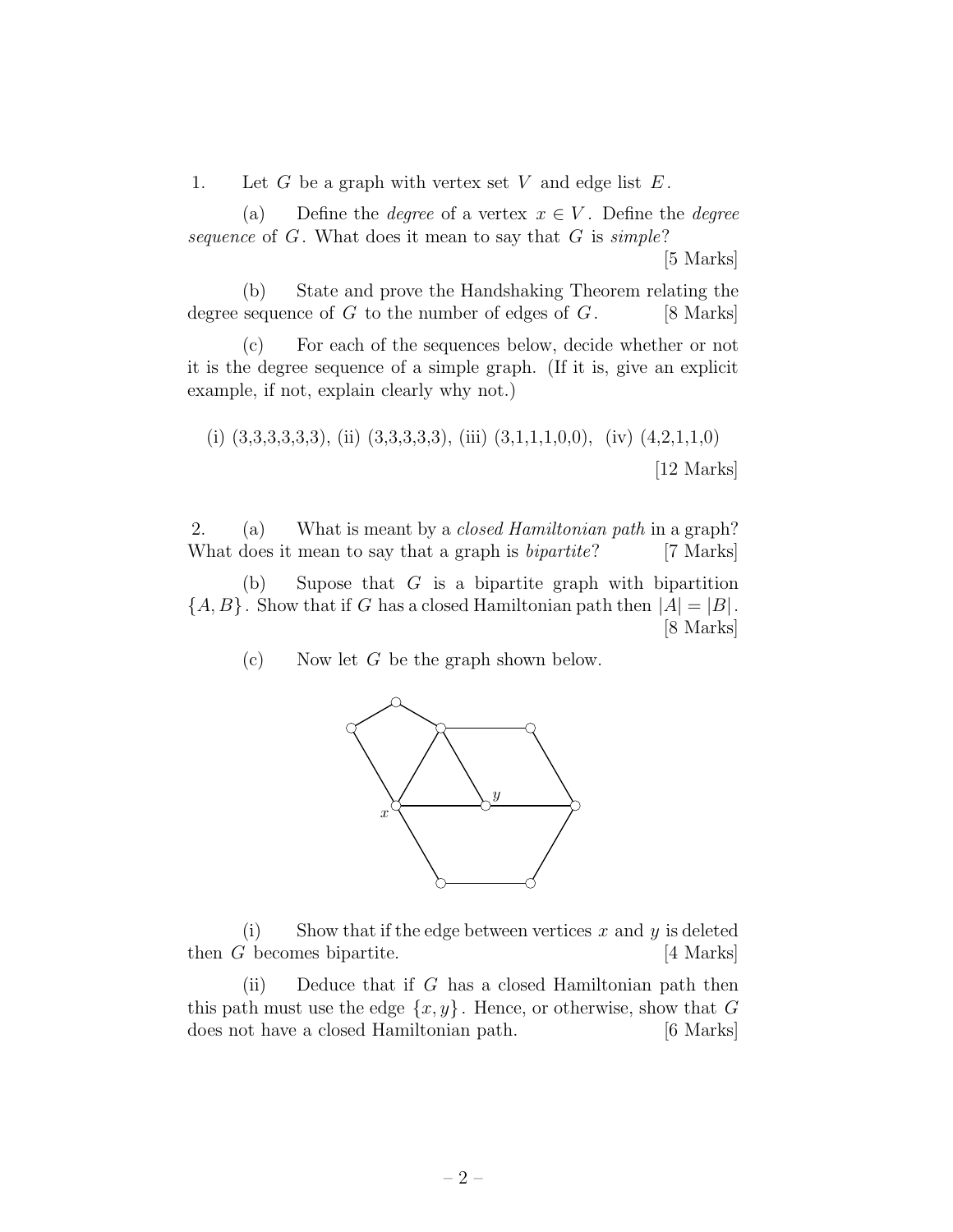1. Let $G$ be a graph with vertex set $V$ and edge list $E$.

(a) Define the *degree* of a vertex $x \in V$. Define the *degree sequence* of $G$. What does it mean to say that $G$ is *simple*?

[5 Marks]

(b) State and prove the Handshaking Theorem relating the degree sequence of $G$ to the number of edges of $G$. [8 Marks]

(c) For each of the sequences below, decide whether or not it is the degree sequence of a simple graph. (If it is, give an explicit example, if not, explain clearly why not.)

(i) (3,3,3,3,3,3), (ii) (3,3,3,3,3), (iii) (3,1,1,1,0,0), (iv) (4,2,1,1,0)

[12 Marks]

2. (a) What is meant by a *closed Hamiltonian path* in a graph? What does it mean to say that a graph is *bipartite*? [7 Marks]

(b) Supose that $G$ is a bipartite graph with bipartition $\{A, B\}$. Show that if $G$ has a closed Hamiltonian path then $|A| = |B|$.

[8 Marks]

(c) Now let $G$ be the graph shown below.

(i) Show that if the edge between vertices $x$ and $y$ is deleted then $G$ becomes bipartite. [4 Marks]

(ii) Deduce that if $G$ has a closed Hamiltonian path then this path must use the edge $\{x, y\}$. Hence, or otherwise, show that $G$ does not have a closed Hamiltonian path. [6 Marks]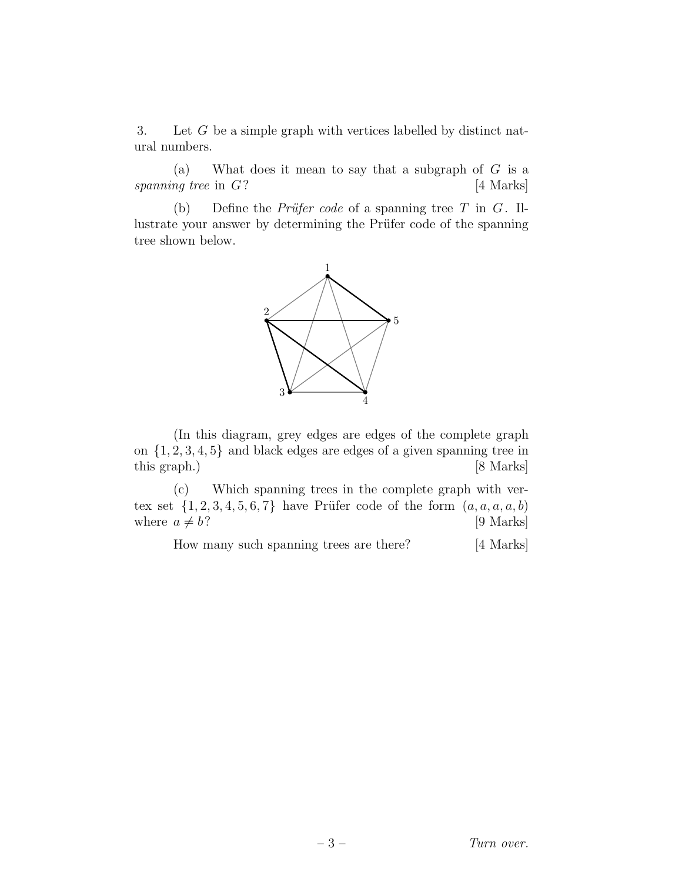3. Let $G$ be a simple graph with vertices labelled by distinct natural numbers.

(a) What does it mean to say that a subgraph of $G$ is a *spanning tree* in $G$? [4 Marks]

(b) Define the *Prüfer code* of a spanning tree $T$ in $G$. Illustrate your answer by determining the Prüfer code of the spanning tree shown below.

(In this diagram, grey edges are edges of the complete graph on $\{1, 2, 3, 4, 5\}$ and black edges are edges of a given spanning tree in this graph.) [8 Marks]

(c) Which spanning trees in the complete graph with vertex set $\{1, 2, 3, 4, 5, 6, 7\}$ have Prüfer code of the form $(a, a, a, a, b)$ where $a \neq b$? [9 Marks]

How many such spanning trees are there? [4 Marks]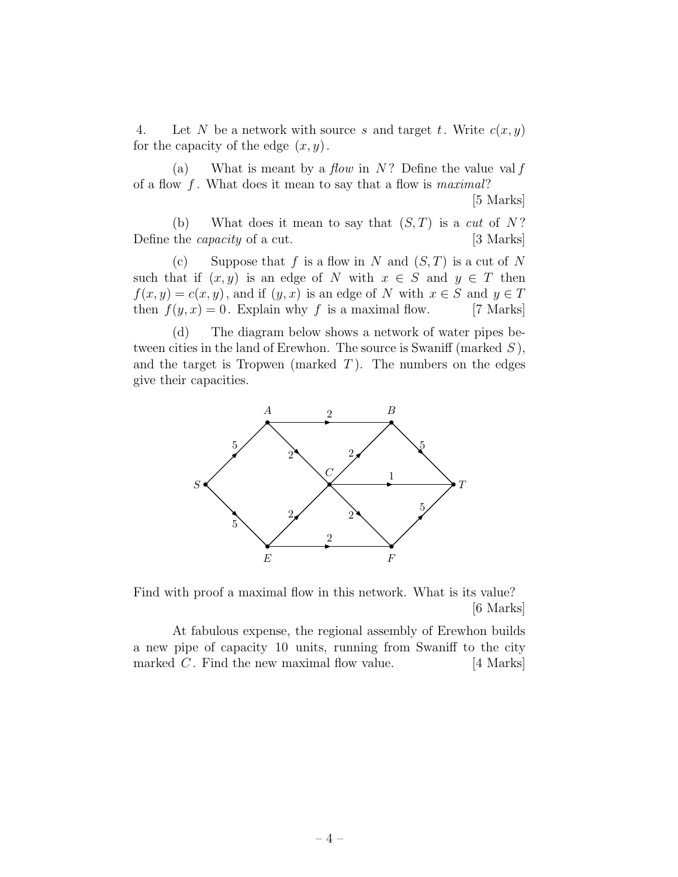4. Let $N$ be a network with source $s$ and target $t$. Write $c(x, y)$ for the capacity of the edge $(x, y)$.

(a) What is meant by a *flow* in $N$? Define the value $\text{val}\, f$ of a flow $f$. What does it mean to say that a flow is *maximal*?

[5 Marks]

(b) What does it mean to say that $(S, T)$ is a *cut* of $N$? Define the *capacity* of a cut. [3 Marks]

(c) Suppose that $f$ is a flow in $N$ and $(S, T)$ is a cut of $N$ such that if $(x, y)$ is an edge of $N$ with $x \in S$ and $y \in T$ then $f(x, y) = c(x, y)$, and if $(y, x)$ is an edge of $N$ with $x \in S$ and $y \in T$ then $f(y, x) = 0$. Explain why $f$ is a maximal flow. [7 Marks]

(d) The diagram below shows a network of water pipes between cities in the land of Erewhon. The source is Swaniff (marked $S$), and the target is Tropwen (marked $T$). The numbers on the edges give their capacities.

Find with proof a maximal flow in this network. What is its value?

[6 Marks]

At fabulous expense, the regional assembly of Erewhon builds a new pipe of capacity 10 units, running from Swaniff to the city marked $C$. Find the new maximal flow value. [4 Marks]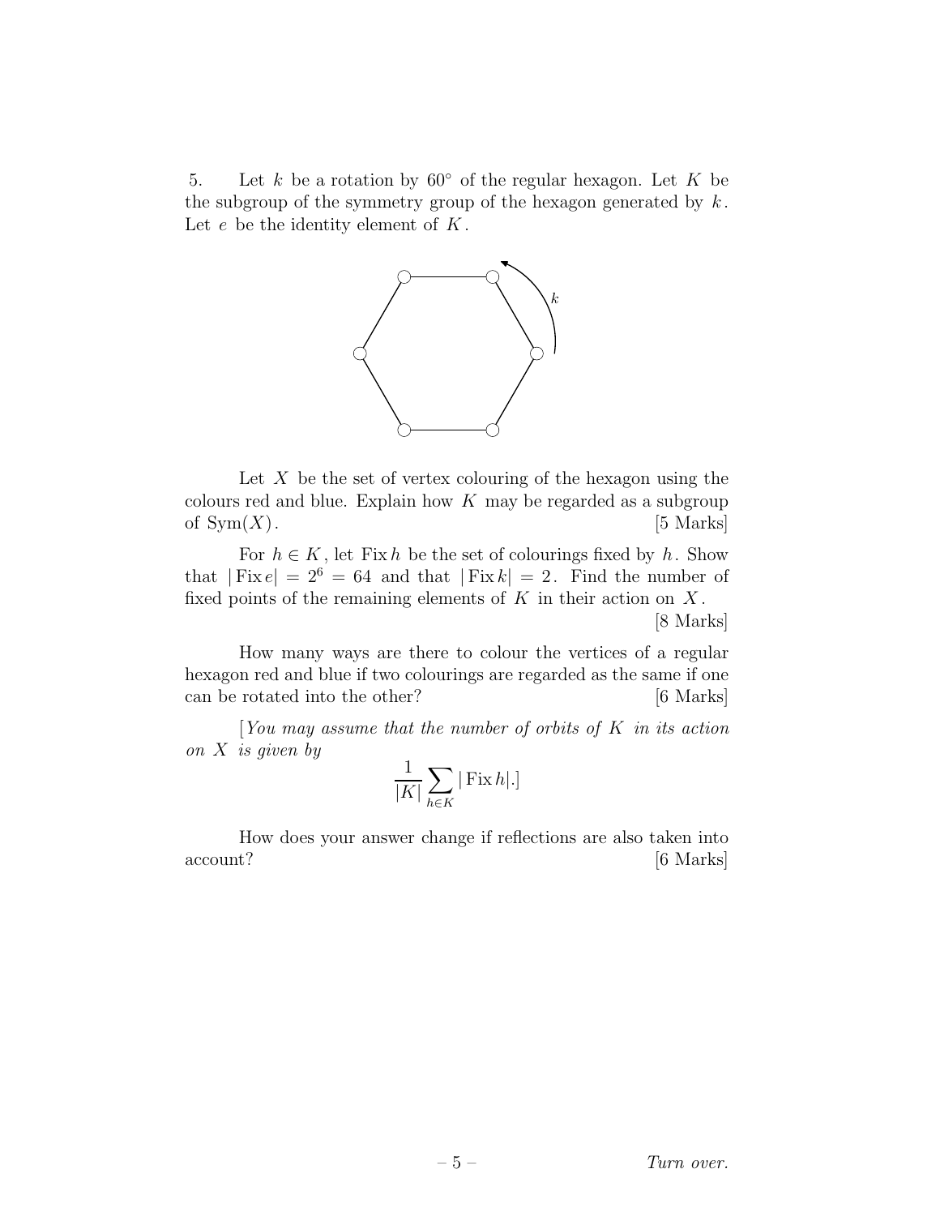5. Let $k$ be a rotation by $60^\circ$ of the regular hexagon. Let $K$ be the subgroup of the symmetry group of the hexagon generated by $k$. Let $e$ be the identity element of $K$.

Let $X$ be the set of vertex colouring of the hexagon using the colours red and blue. Explain how $K$ may be regarded as a subgroup of $\mathrm{Sym}(X)$. [5 Marks]

For $h \in K$, let $\mathrm{Fix}\, h$ be the set of colourings fixed by $h$. Show that $|\mathrm{Fix}\, e| = 2^6 = 64$ and that $|\mathrm{Fix}\, k| = 2$. Find the number of fixed points of the remaining elements of $K$ in their action on $X$. [8 Marks]

How many ways are there to colour the vertices of a regular hexagon red and blue if two colourings are regarded as the same if one can be rotated into the other? [6 Marks]

[*You may assume that the number of orbits of $K$ in its action on $X$ is given by*

$$\frac{1}{|K|} \sum_{h \in K} |\mathrm{Fix}\, h|.]$$

How does your answer change if reflections are also taken into account? [6 Marks]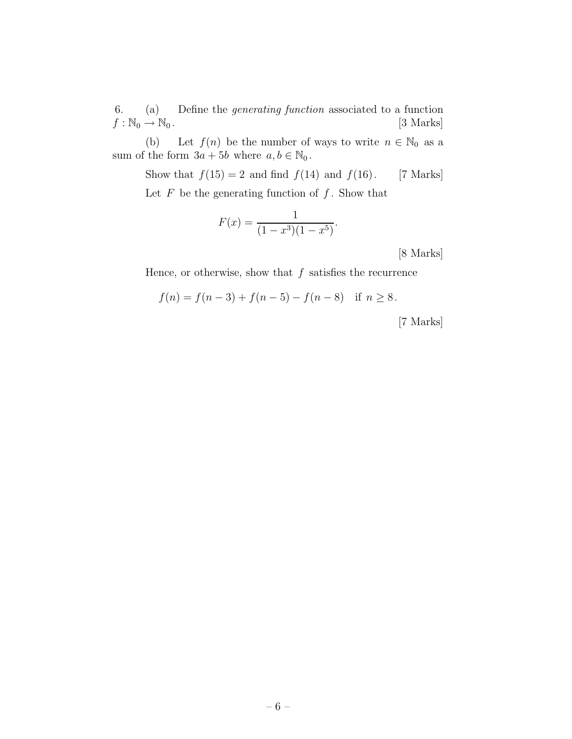6. (a) Define the *generating function* associated to a function $f : \mathbb{N}_0 \to \mathbb{N}_0$. [3 Marks]

(b) Let $f(n)$ be the number of ways to write $n \in \mathbb{N}_0$ as a sum of the form $3a + 5b$ where $a, b \in \mathbb{N}_0$.

Show that $f(15) = 2$ and find $f(14)$ and $f(16)$. [7 Marks]

Let $F$ be the generating function of $f$. Show that

$$F(x) = \frac{1}{(1 - x^3)(1 - x^5)}.$$

[8 Marks]

Hence, or otherwise, show that $f$ satisfies the recurrence

$$f(n) = f(n-3) + f(n-5) - f(n-8) \quad \text{if } n \geq 8.$$

[7 Marks]